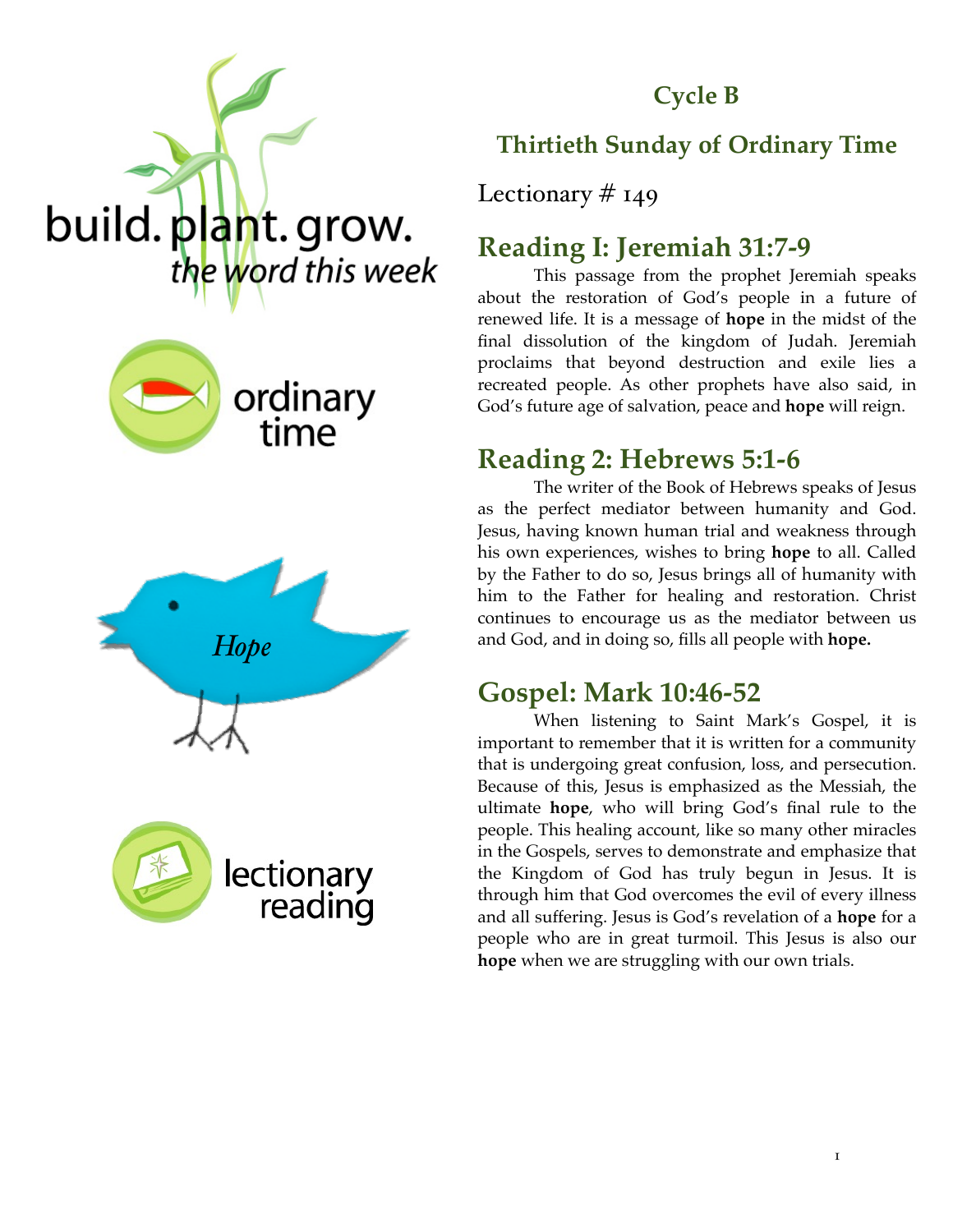build. plant. grow.
*the word this week*

ordinary time

*Hope*

lectionary reading

## Cycle B

## Thirtieth Sunday of Ordinary Time

Lectionary # 149

## Reading I: Jeremiah 31:7-9

This passage from the prophet Jeremiah speaks about the restoration of God's people in a future of renewed life. It is a message of **hope** in the midst of the final dissolution of the kingdom of Judah. Jeremiah proclaims that beyond destruction and exile lies a recreated people. As other prophets have also said, in God's future age of salvation, peace and **hope** will reign.

## Reading 2: Hebrews 5:1-6

The writer of the Book of Hebrews speaks of Jesus as the perfect mediator between humanity and God. Jesus, having known human trial and weakness through his own experiences, wishes to bring **hope** to all. Called by the Father to do so, Jesus brings all of humanity with him to the Father for healing and restoration. Christ continues to encourage us as the mediator between us and God, and in doing so, fills all people with **hope.**

## Gospel: Mark 10:46-52

When listening to Saint Mark's Gospel, it is important to remember that it is written for a community that is undergoing great confusion, loss, and persecution. Because of this, Jesus is emphasized as the Messiah, the ultimate **hope**, who will bring God's final rule to the people. This healing account, like so many other miracles in the Gospels, serves to demonstrate and emphasize that the Kingdom of God has truly begun in Jesus. It is through him that God overcomes the evil of every illness and all suffering. Jesus is God's revelation of a **hope** for a people who are in great turmoil. This Jesus is also our **hope** when we are struggling with our own trials.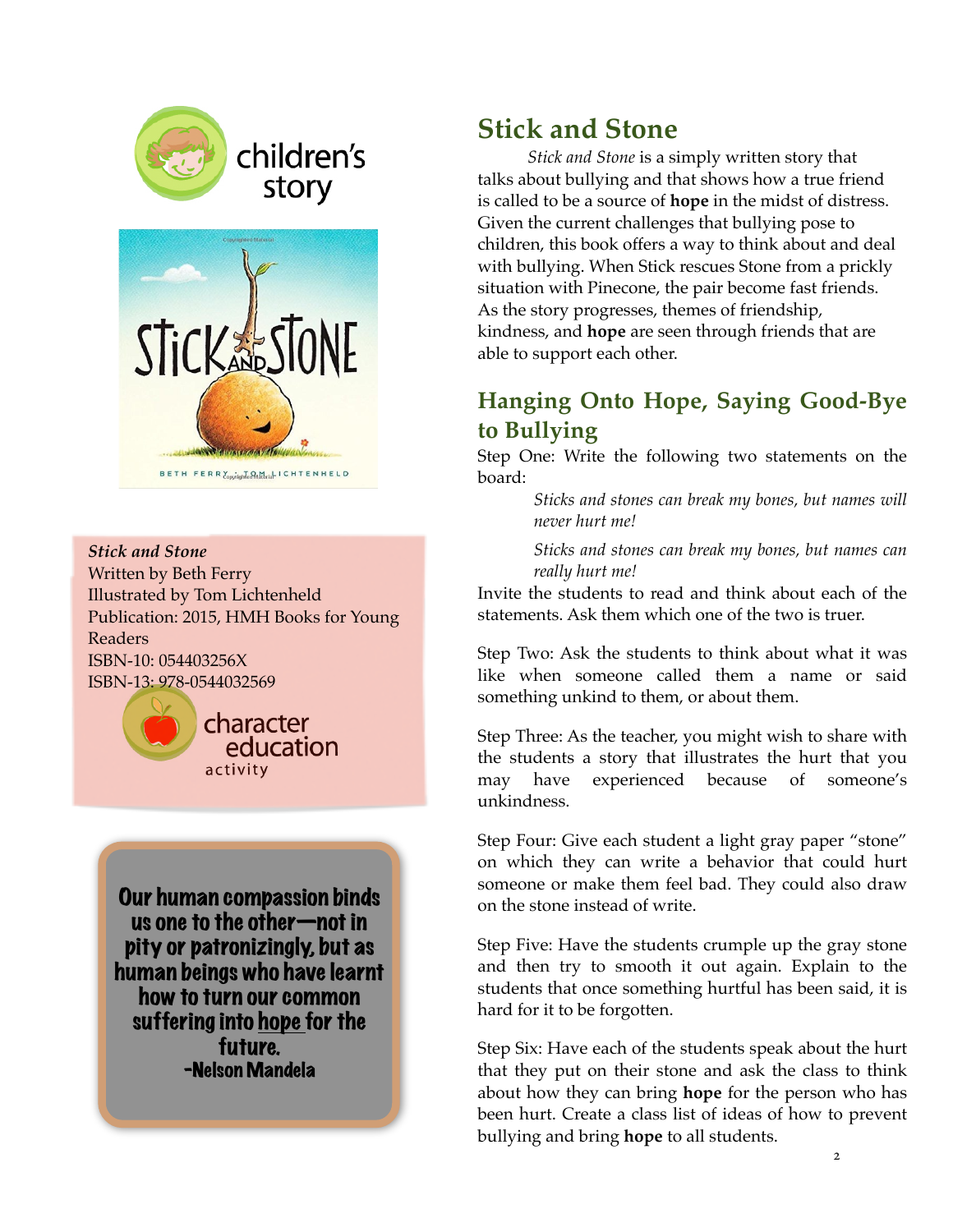children's story

STICK AND STONE

BETH FERRY · TOM LICHTENHELD

***Stick and Stone***
Written by Beth Ferry
Illustrated by Tom Lichtenheld
Publication: 2015, HMH Books for Young Readers
ISBN-10: 054403256X
ISBN-13: 978-0544032569

character education activity

**Our human compassion binds us one to the other—not in pity or patronizingly, but as human beings who have learnt how to turn our common suffering into hope for the future.**
**-Nelson Mandela**

## Stick and Stone

*Stick and Stone* is a simply written story that talks about bullying and that shows how a true friend is called to be a source of **hope** in the midst of distress. Given the current challenges that bullying pose to children, this book offers a way to think about and deal with bullying. When Stick rescues Stone from a prickly situation with Pinecone, the pair become fast friends. As the story progresses, themes of friendship, kindness, and **hope** are seen through friends that are able to support each other.

## Hanging Onto Hope, Saying Good-Bye to Bullying

Step One: Write the following two statements on the board:

> *Sticks and stones can break my bones, but names will never hurt me!*
>
> *Sticks and stones can break my bones, but names can really hurt me!*

Invite the students to read and think about each of the statements. Ask them which one of the two is truer.

Step Two: Ask the students to think about what it was like when someone called them a name or said something unkind to them, or about them.

Step Three: As the teacher, you might wish to share with the students a story that illustrates the hurt that you may have experienced because of someone's unkindness.

Step Four: Give each student a light gray paper "stone" on which they can write a behavior that could hurt someone or make them feel bad. They could also draw on the stone instead of write.

Step Five: Have the students crumple up the gray stone and then try to smooth it out again. Explain to the students that once something hurtful has been said, it is hard for it to be forgotten.

Step Six: Have each of the students speak about the hurt that they put on their stone and ask the class to think about how they can bring **hope** for the person who has been hurt. Create a class list of ideas of how to prevent bullying and bring **hope** to all students.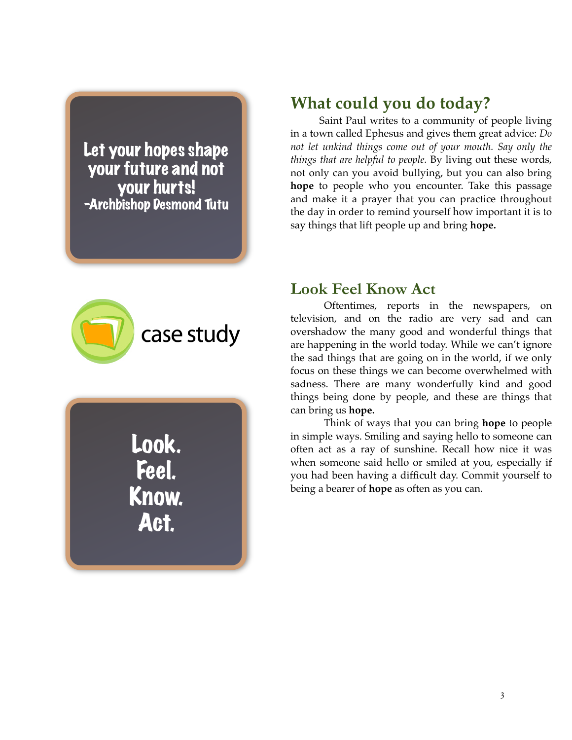Let your hopes shape your future and not your hurts!
-Archbishop Desmond Tutu

## What could you do today?

Saint Paul writes to a community of people living in a town called Ephesus and gives them great advice: *Do not let unkind things come out of your mouth. Say only the things that are helpful to people.* By living out these words, not only can you avoid bullying, but you can also bring **hope** to people who you encounter. Take this passage and make it a prayer that you can practice throughout the day in order to remind yourself how important it is to say things that lift people up and bring **hope.**

case study

Look.
Feel.
Know.
Act.

## Look Feel Know Act

Oftentimes, reports in the newspapers, on television, and on the radio are very sad and can overshadow the many good and wonderful things that are happening in the world today. While we can't ignore the sad things that are going on in the world, if we only focus on these things we can become overwhelmed with sadness. There are many wonderfully kind and good things being done by people, and these are things that can bring us **hope.**

Think of ways that you can bring **hope** to people in simple ways. Smiling and saying hello to someone can often act as a ray of sunshine. Recall how nice it was when someone said hello or smiled at you, especially if you had been having a difficult day. Commit yourself to being a bearer of **hope** as often as you can.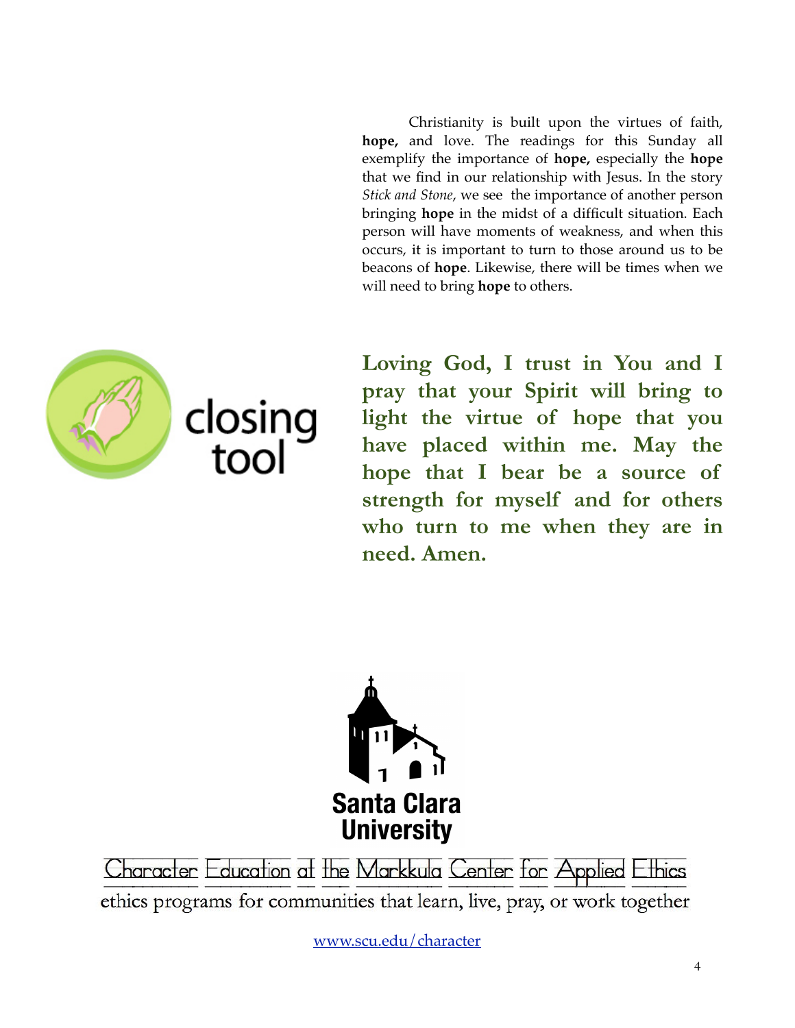Christianity is built upon the virtues of faith, **hope,** and love. The readings for this Sunday all exemplify the importance of **hope,** especially the **hope** that we find in our relationship with Jesus. In the story *Stick and Stone*, we see the importance of another person bringing **hope** in the midst of a difficult situation. Each person will have moments of weakness, and when this occurs, it is important to turn to those around us to be beacons of **hope**. Likewise, there will be times when we will need to bring **hope** to others.

## closing tool

**Loving God, I trust in You and I pray that your Spirit will bring to light the virtue of hope that you have placed within me. May the hope that I bear be a source of strength for myself and for others who turn to me when they are in need. Amen.**

Santa Clara University

Character Education at the Markkula Center for Applied Ethics

ethics programs for communities that learn, live, pray, or work together

www.scu.edu/character